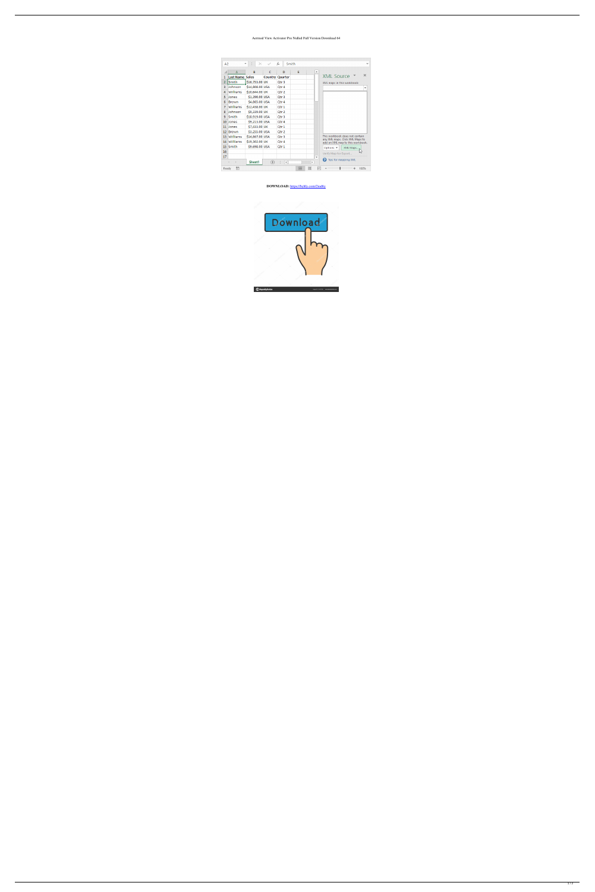Aermod View Activator Pro Nulled Full Version Download 64

**DOWNLOAD:** https://byltly.com/2iodfo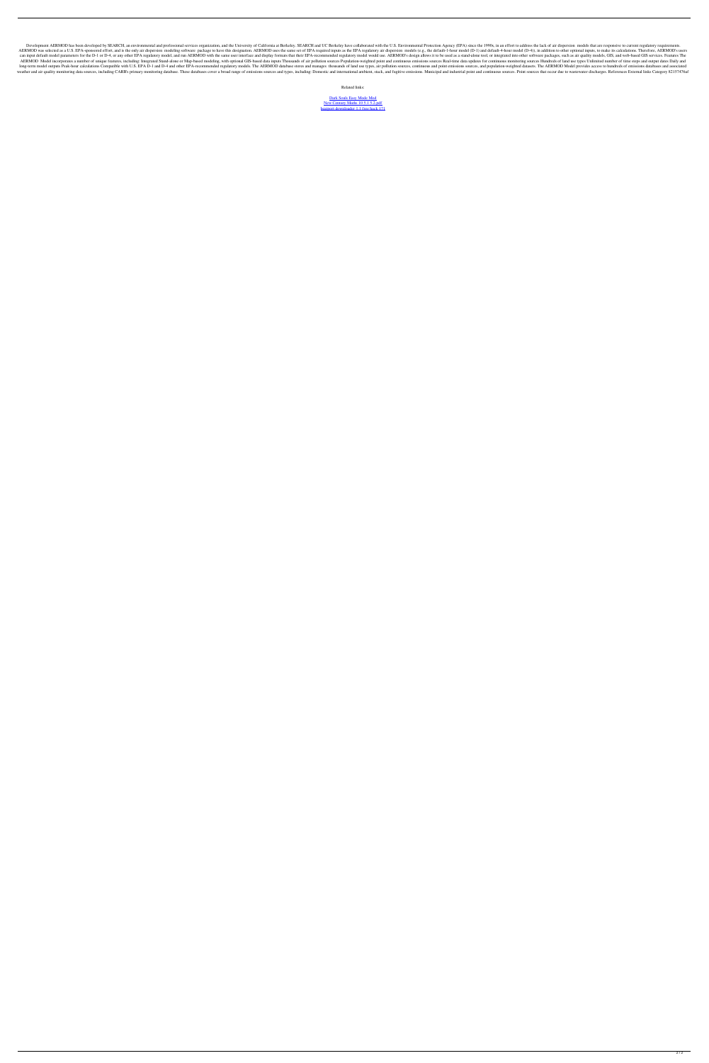Development AERMOD has been developed by SEARCH, an environmental and professional services organization, and the University of California at Berkeley. SEARCH and UC Berkeley have collaborated with the U.S. Environmental Protection Agency (EPA) since the 1990s, in an effort to address the lack of air dispersion models that are responsive to current regulatory requirements. AERMOD was selected as a U.S. EPA-sponsored effort, and is the only air dispersion modeling software package to have this designation. AERMOD uses the same set of EPA required inputs as the EPA regulatory air dispersion models (e.g., the default-1-hour model (D-1) and default-4-hour model (D-4)), in addition to other optional inputs, to make its calculations. Therefore, AERMOD's users can input default model parameters for the D-1 or D-4, or any other EPA regulatory model, and run AERMOD with the same user interface and display formats that their EPA-recommended regulatory model would use. AERMOD's design allows it to be used as a stand-alone tool, or integrated into other software packages, such as air quality models, GIS, and web-based GIS services. Features The AERMOD Model incorporates a number of unique features, including: Integrated Stand-alone or Map-based modeling, with optional GIS-based data inputs Thousands of air pollution sources Population-weighted point and continuous emissions sources Real-time data updates for continuous monitoring sources Hundreds of land use types Unlimited number of time steps and output dates Daily and long-term model outputs Peak-hour calculations Compatible with U.S. EPA D-1 and D-4 and other EPA-recommended regulatory models. The AERMOD database stores and manages thousands of land use types, air pollution sources, continuous and point emissions sources, and population-weighted datasets. The AERMOD Model provides access to hundreds of emissions databases and associated weather and air quality monitoring data sources, including CARB's primary monitoring database. These databases cover a broad range of emissions sources and types, including: Domestic and international ambient, stack, and fugitive emissions. Municipal and industrial point and continuous sources. Point sources that occur due to wastewater discharges. References External links Category 82157476af

Related links:

Dark Souls Easy Mode Mod
New Century Maths 10 5.1 5.2.pdf
buzzport downloader 1.1 free hack 171